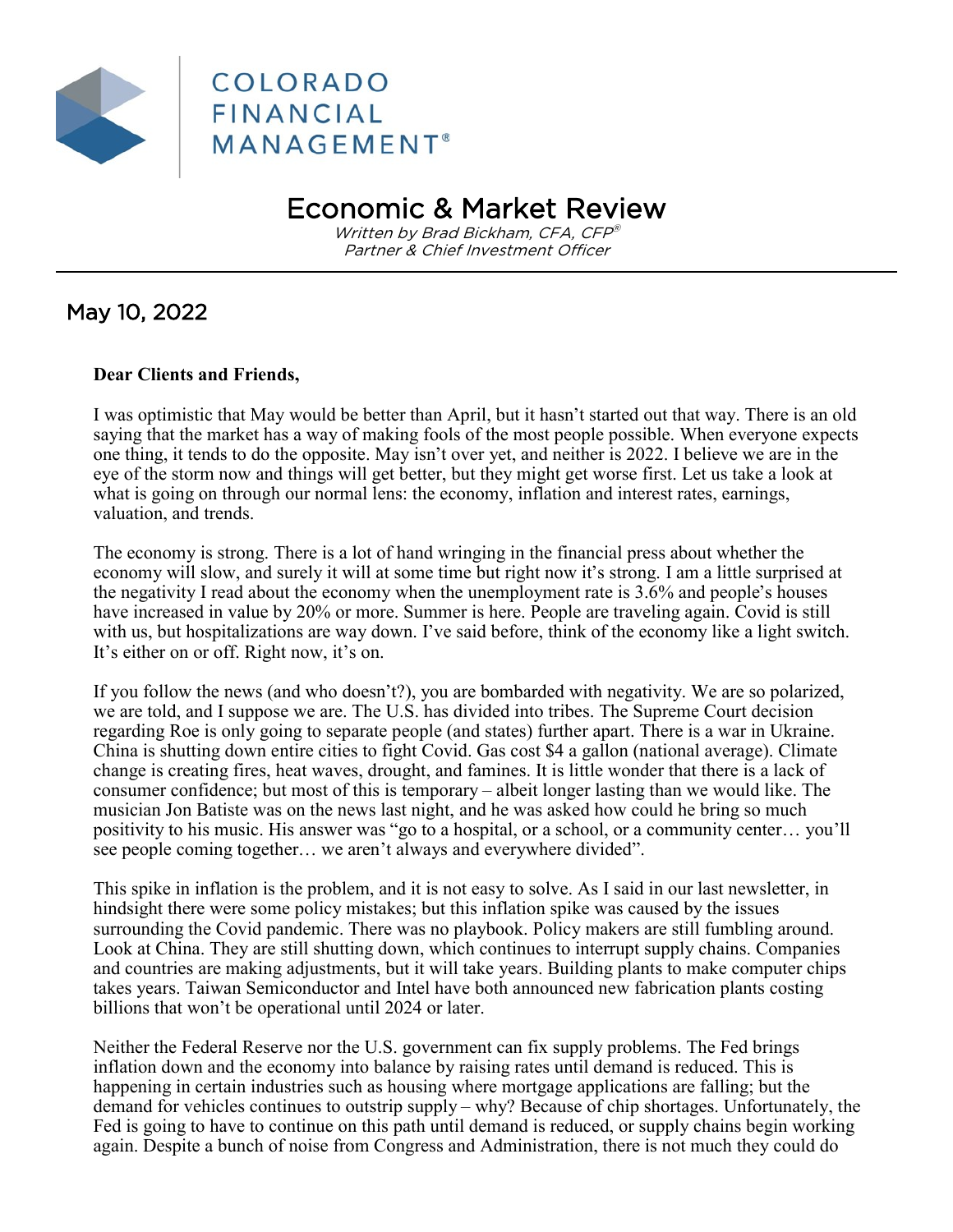# COLORADO FINANCIAL MANAGEMENT®

## Economic & Market Review

*Written by Brad Bickham, CFA, CFP®*
*Partner & Chief Investment Officer*

### May 10, 2022

**Dear Clients and Friends,**

I was optimistic that May would be better than April, but it hasn't started out that way. There is an old saying that the market has a way of making fools of the most people possible. When everyone expects one thing, it tends to do the opposite. May isn't over yet, and neither is 2022. I believe we are in the eye of the storm now and things will get better, but they might get worse first. Let us take a look at what is going on through our normal lens: the economy, inflation and interest rates, earnings, valuation, and trends.

The economy is strong. There is a lot of hand wringing in the financial press about whether the economy will slow, and surely it will at some time but right now it's strong. I am a little surprised at the negativity I read about the economy when the unemployment rate is 3.6% and people's houses have increased in value by 20% or more. Summer is here. People are traveling again. Covid is still with us, but hospitalizations are way down. I've said before, think of the economy like a light switch. It's either on or off. Right now, it's on.

If you follow the news (and who doesn't?), you are bombarded with negativity. We are so polarized, we are told, and I suppose we are. The U.S. has divided into tribes. The Supreme Court decision regarding Roe is only going to separate people (and states) further apart. There is a war in Ukraine. China is shutting down entire cities to fight Covid. Gas cost $4 a gallon (national average). Climate change is creating fires, heat waves, drought, and famines. It is little wonder that there is a lack of consumer confidence; but most of this is temporary – albeit longer lasting than we would like. The musician Jon Batiste was on the news last night, and he was asked how could he bring so much positivity to his music. His answer was "go to a hospital, or a school, or a community center… you'll see people coming together… we aren't always and everywhere divided".

This spike in inflation is the problem, and it is not easy to solve. As I said in our last newsletter, in hindsight there were some policy mistakes; but this inflation spike was caused by the issues surrounding the Covid pandemic. There was no playbook. Policy makers are still fumbling around. Look at China. They are still shutting down, which continues to interrupt supply chains. Companies and countries are making adjustments, but it will take years. Building plants to make computer chips takes years. Taiwan Semiconductor and Intel have both announced new fabrication plants costing billions that won't be operational until 2024 or later.

Neither the Federal Reserve nor the U.S. government can fix supply problems. The Fed brings inflation down and the economy into balance by raising rates until demand is reduced. This is happening in certain industries such as housing where mortgage applications are falling; but the demand for vehicles continues to outstrip supply – why? Because of chip shortages. Unfortunately, the Fed is going to have to continue on this path until demand is reduced, or supply chains begin working again. Despite a bunch of noise from Congress and Administration, there is not much they could do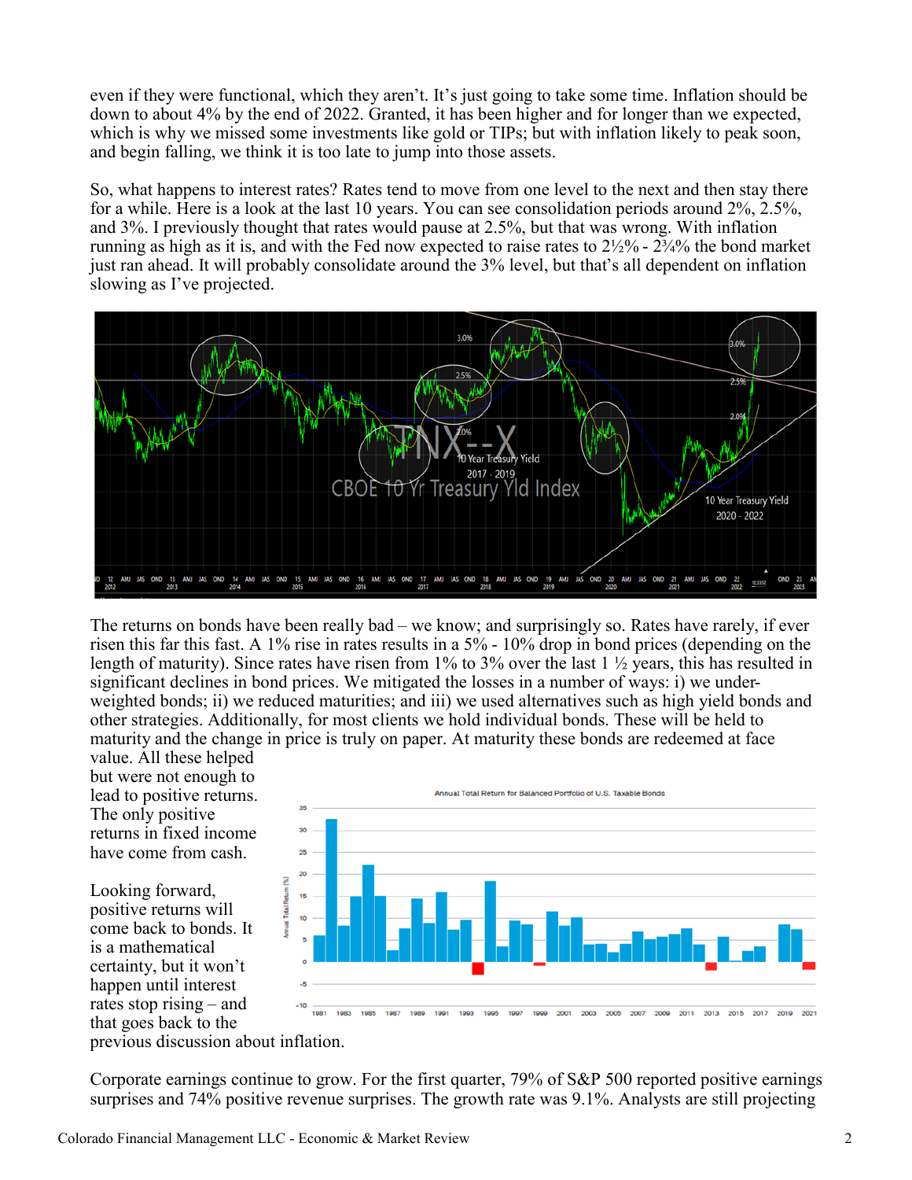even if they were functional, which they aren't. It's just going to take some time. Inflation should be down to about 4% by the end of 2022. Granted, it has been higher and for longer than we expected, which is why we missed some investments like gold or TIPs; but with inflation likely to peak soon, and begin falling, we think it is too late to jump into those assets.

So, what happens to interest rates? Rates tend to move from one level to the next and then stay there for a while. Here is a look at the last 10 years. You can see consolidation periods around 2%, 2.5%, and 3%. I previously thought that rates would pause at 2.5%, but that was wrong. With inflation running as high as it is, and with the Fed now expected to raise rates to 2½% - 2¾% the bond market just ran ahead. It will probably consolidate around the 3% level, but that's all dependent on inflation slowing as I've projected.

The returns on bonds have been really bad – we know; and surprisingly so. Rates have rarely, if ever risen this far this fast. A 1% rise in rates results in a 5% - 10% drop in bond prices (depending on the length of maturity). Since rates have risen from 1% to 3% over the last 1 ½ years, this has resulted in significant declines in bond prices. We mitigated the losses in a number of ways: i) we under-weighted bonds; ii) we reduced maturities; and iii) we used alternatives such as high yield bonds and other strategies. Additionally, for most clients we hold individual bonds. These will be held to maturity and the change in price is truly on paper. At maturity these bonds are redeemed at face value. All these helped but were not enough to lead to positive returns. The only positive returns in fixed income have come from cash.

Looking forward, positive returns will come back to bonds. It is a mathematical certainty, but it won't happen until interest rates stop rising – and that goes back to the previous discussion about inflation.

Corporate earnings continue to grow. For the first quarter, 79% of S&P 500 reported positive earnings surprises and 74% positive revenue surprises. The growth rate was 9.1%. Analysts are still projecting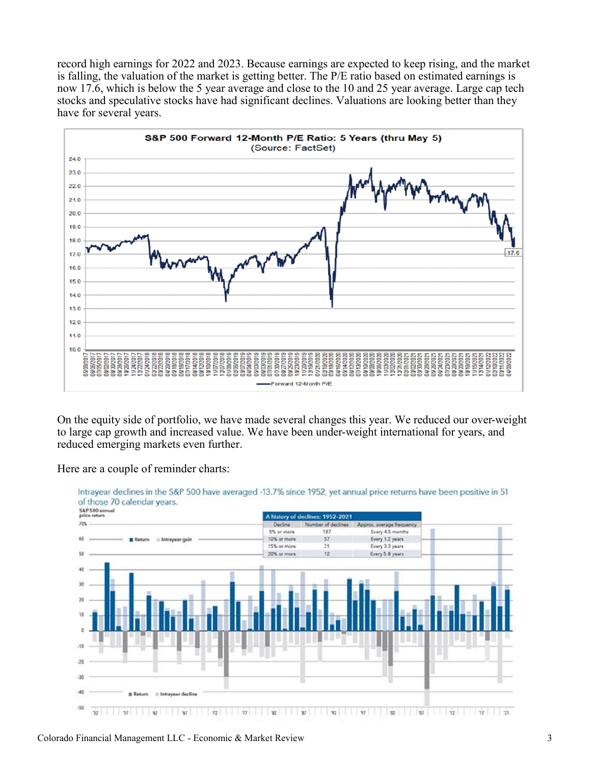record high earnings for 2022 and 2023. Because earnings are expected to keep rising, and the market is falling, the valuation of the market is getting better. The P/E ratio based on estimated earnings is now 17.6, which is below the 5 year average and close to the 10 and 25 year average. Large cap tech stocks and speculative stocks have had significant declines. Valuations are looking better than they have for several years.

**S&P 500 Forward 12-Month P/E Ratio: 5 Years (thru May 5)**
(Source: FactSet)

On the equity side of portfolio, we have made several changes this year. We reduced our over-weight to large cap growth and increased value. We have been under-weight international for years, and reduced emerging markets even further.

Here are a couple of reminder charts:

Intrayear declines in the S&P 500 have averaged -13.7% since 1952, yet annual price returns have been positive in 51 of those 70 calendar years.

A history of declines: 1952-2021

| Decline | Number of declines | Approx. average frequency |
|---|---|---|
| 5% or more | 187 | Every 4.5 months |
| 10% or more | 57 | Every 1.2 years |
| 15% or more | 21 | Every 3.3 years |
| 20% or more | 12 | Every 5.8 years |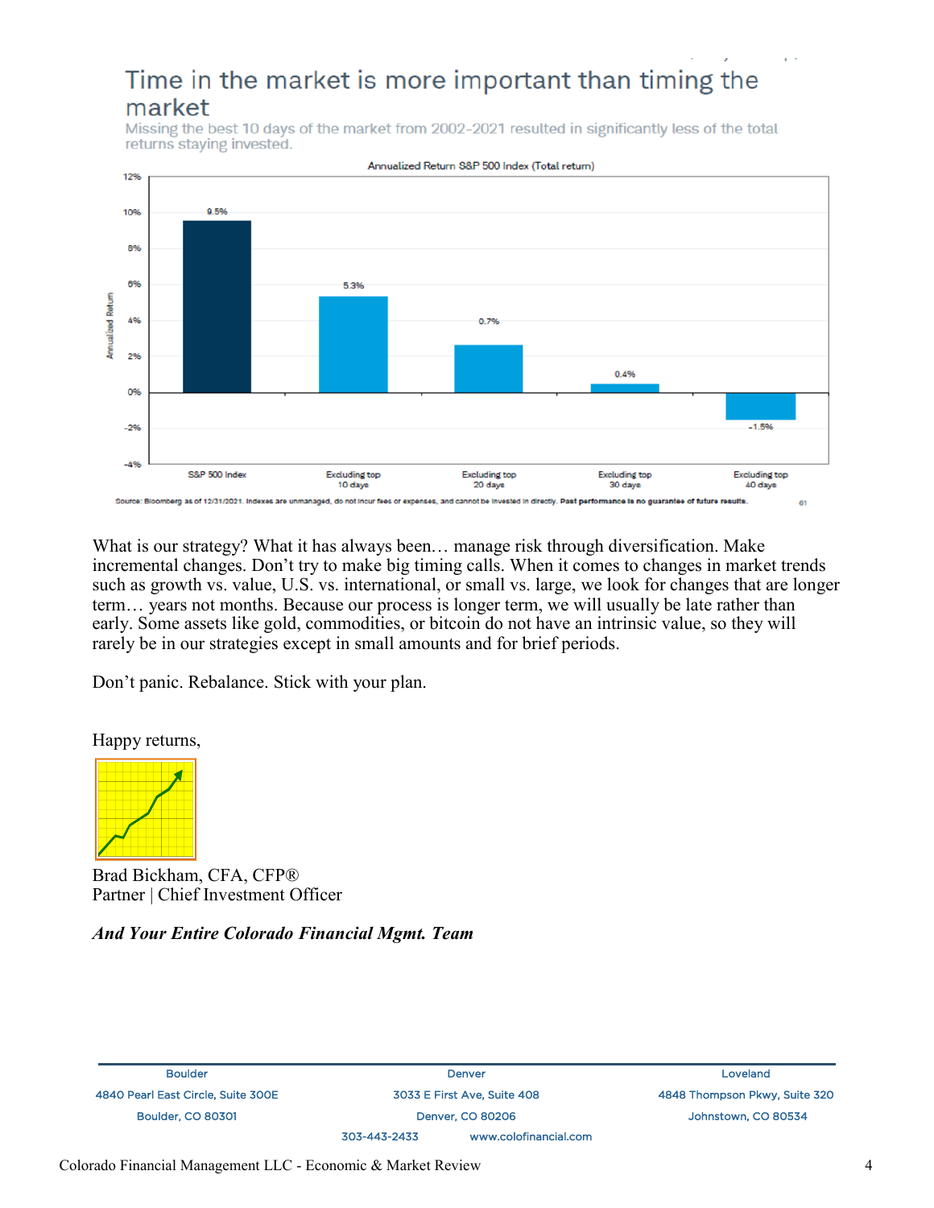## Time in the market is more important than timing the market

Missing the best 10 days of the market from 2002-2021 resulted in significantly less of the total returns staying invested.

Annualized Return S&P 500 Index (Total return)

12%
10%
8%
6%
4%
2%
0%
-2%
-4%

Annualized Return

9.5%
5.3%
0.7%
0.4%
-1.5%

S&P 500 Index
Excluding top 10 days
Excluding top 20 days
Excluding top 30 days
Excluding top 40 days

Source: Bloomberg as of 12/31/2021. Indexes are unmanaged, do not incur fees or expenses, and cannot be invested in directly. **Past performance is no guarantee of future results.**

61

What is our strategy? What it has always been… manage risk through diversification. Make incremental changes. Don't try to make big timing calls. When it comes to changes in market trends such as growth vs. value, U.S. vs. international, or small vs. large, we look for changes that are longer term… years not months. Because our process is longer term, we will usually be late rather than early. Some assets like gold, commodities, or bitcoin do not have an intrinsic value, so they will rarely be in our strategies except in small amounts and for brief periods.

Don't panic. Rebalance. Stick with your plan.

Happy returns,

Brad Bickham, CFA, CFP®
Partner | Chief Investment Officer

***And Your Entire Colorado Financial Mgmt. Team***

| Boulder | Denver | Loveland |
| --- | --- | --- |
| 4840 Pearl East Circle, Suite 300E | 3033 E First Ave, Suite 408 | 4848 Thompson Pkwy, Suite 320 |
| Boulder, CO 80301 | Denver, CO 80206 | Johnstown, CO 80534 |

303-443-2433 www.colofinancial.com